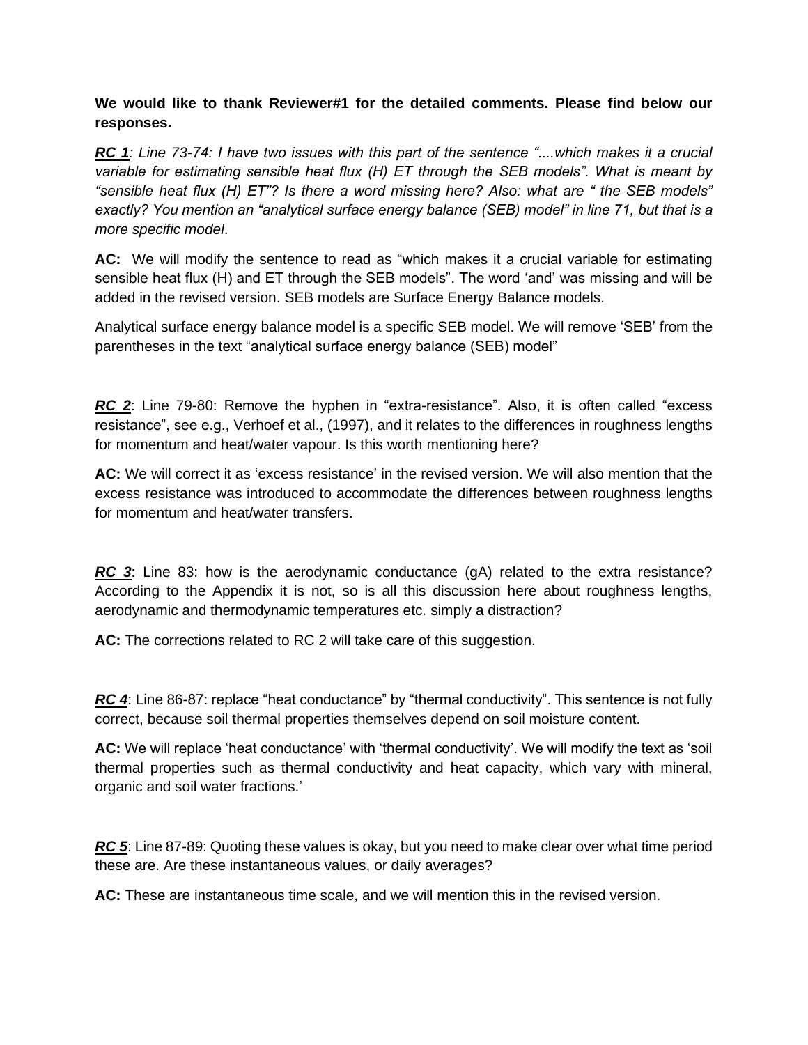**We would like to thank Reviewer#1 for the detailed comments. Please find below our responses.**

***RC 1****: Line 73-74: I have two issues with this part of the sentence "....which makes it a crucial variable for estimating sensible heat flux (H) ET through the SEB models". What is meant by "sensible heat flux (H) ET"? Is there a word missing here? Also: what are " the SEB models" exactly? You mention an "analytical surface energy balance (SEB) model" in line 71, but that is a more specific model*.

**AC:** We will modify the sentence to read as "which makes it a crucial variable for estimating sensible heat flux (H) and ET through the SEB models". The word 'and' was missing and will be added in the revised version. SEB models are Surface Energy Balance models.

Analytical surface energy balance model is a specific SEB model. We will remove 'SEB' from the parentheses in the text "analytical surface energy balance (SEB) model"

***RC 2***: Line 79-80: Remove the hyphen in "extra-resistance". Also, it is often called "excess resistance", see e.g., Verhoef et al., (1997), and it relates to the differences in roughness lengths for momentum and heat/water vapour. Is this worth mentioning here?

**AC:** We will correct it as 'excess resistance' in the revised version. We will also mention that the excess resistance was introduced to accommodate the differences between roughness lengths for momentum and heat/water transfers.

***RC 3***: Line 83: how is the aerodynamic conductance (gA) related to the extra resistance? According to the Appendix it is not, so is all this discussion here about roughness lengths, aerodynamic and thermodynamic temperatures etc. simply a distraction?

**AC:** The corrections related to RC 2 will take care of this suggestion.

***RC 4***: Line 86-87: replace "heat conductance" by "thermal conductivity". This sentence is not fully correct, because soil thermal properties themselves depend on soil moisture content.

**AC:** We will replace 'heat conductance' with 'thermal conductivity'. We will modify the text as 'soil thermal properties such as thermal conductivity and heat capacity, which vary with mineral, organic and soil water fractions.'

***RC 5***: Line 87-89: Quoting these values is okay, but you need to make clear over what time period these are. Are these instantaneous values, or daily averages?

**AC:** These are instantaneous time scale, and we will mention this in the revised version.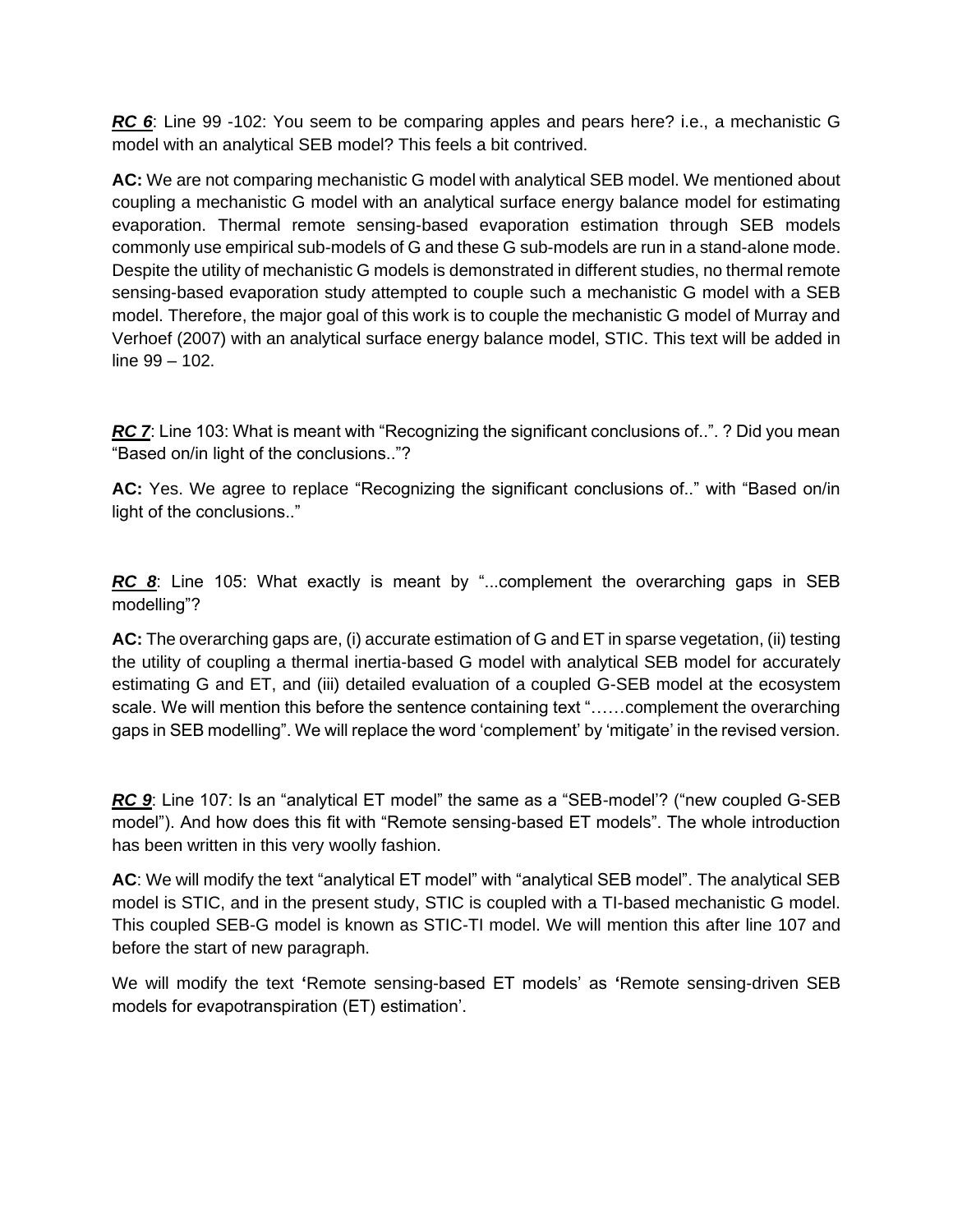***RC 6***: Line 99 -102: You seem to be comparing apples and pears here? i.e., a mechanistic G model with an analytical SEB model? This feels a bit contrived.

**AC:** We are not comparing mechanistic G model with analytical SEB model. We mentioned about coupling a mechanistic G model with an analytical surface energy balance model for estimating evaporation. Thermal remote sensing-based evaporation estimation through SEB models commonly use empirical sub-models of G and these G sub-models are run in a stand-alone mode. Despite the utility of mechanistic G models is demonstrated in different studies, no thermal remote sensing-based evaporation study attempted to couple such a mechanistic G model with a SEB model. Therefore, the major goal of this work is to couple the mechanistic G model of Murray and Verhoef (2007) with an analytical surface energy balance model, STIC. This text will be added in line 99 – 102.

***RC 7***: Line 103: What is meant with "Recognizing the significant conclusions of..". ? Did you mean "Based on/in light of the conclusions.."?

**AC:** Yes. We agree to replace "Recognizing the significant conclusions of.." with "Based on/in light of the conclusions.."

***RC 8***: Line 105: What exactly is meant by "...complement the overarching gaps in SEB modelling"?

**AC:** The overarching gaps are, (i) accurate estimation of G and ET in sparse vegetation, (ii) testing the utility of coupling a thermal inertia-based G model with analytical SEB model for accurately estimating G and ET, and (iii) detailed evaluation of a coupled G-SEB model at the ecosystem scale. We will mention this before the sentence containing text "……complement the overarching gaps in SEB modelling". We will replace the word 'complement' by 'mitigate' in the revised version.

***RC 9***: Line 107: Is an "analytical ET model" the same as a "SEB-model'? ("new coupled G-SEB model"). And how does this fit with "Remote sensing-based ET models". The whole introduction has been written in this very woolly fashion.

**AC**: We will modify the text "analytical ET model" with "analytical SEB model". The analytical SEB model is STIC, and in the present study, STIC is coupled with a TI-based mechanistic G model. This coupled SEB-G model is known as STIC-TI model. We will mention this after line 107 and before the start of new paragraph.

We will modify the text **'**Remote sensing-based ET models' as **'**Remote sensing-driven SEB models for evapotranspiration (ET) estimation'.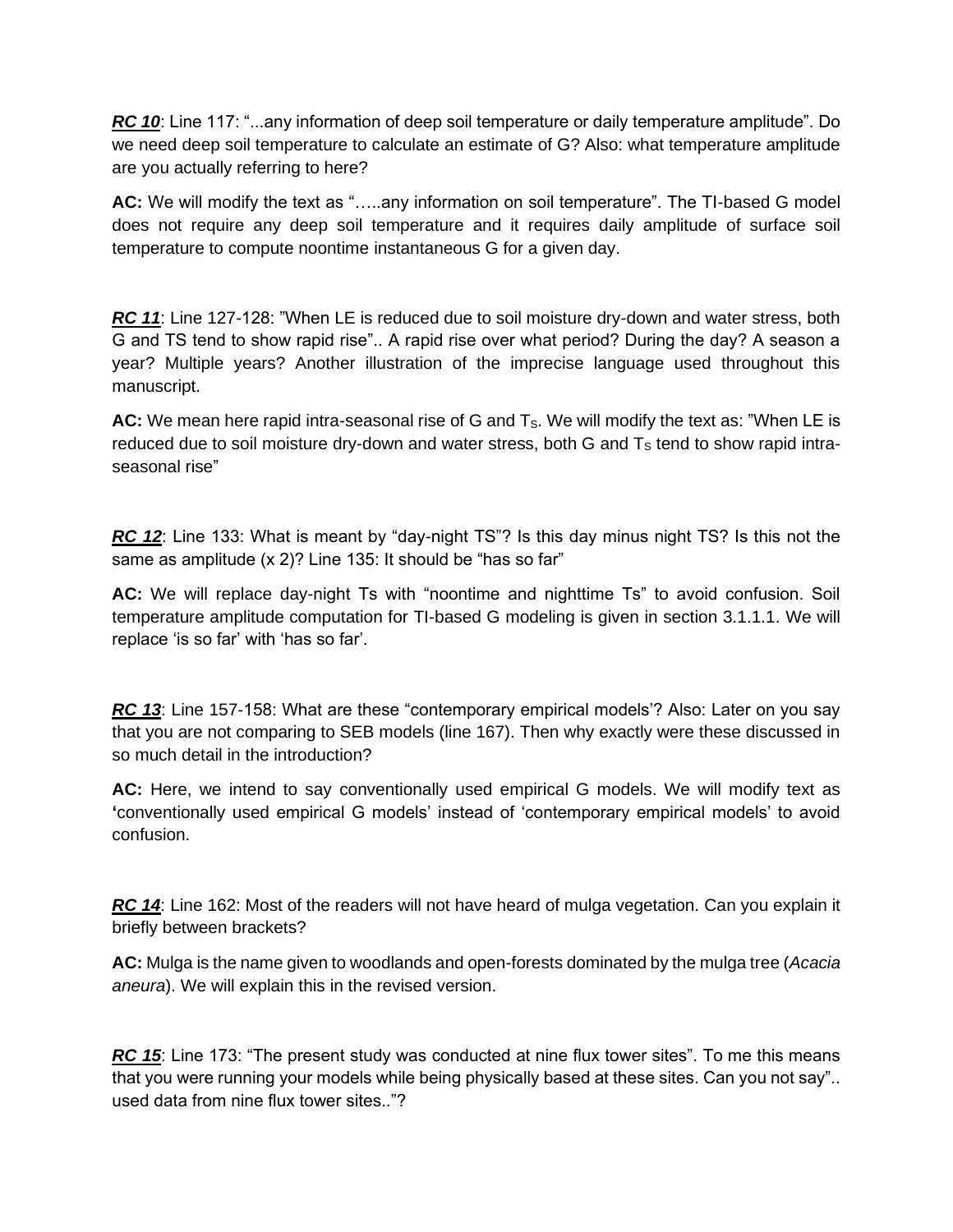***RC 10***: Line 117: "...any information of deep soil temperature or daily temperature amplitude". Do we need deep soil temperature to calculate an estimate of G? Also: what temperature amplitude are you actually referring to here?

**AC:** We will modify the text as "…..any information on soil temperature". The TI-based G model does not require any deep soil temperature and it requires daily amplitude of surface soil temperature to compute noontime instantaneous G for a given day.

***RC 11***: Line 127-128: "When LE is reduced due to soil moisture dry-down and water stress, both G and TS tend to show rapid rise".. A rapid rise over what period? During the day? A season a year? Multiple years? Another illustration of the imprecise language used throughout this manuscript.

**AC:** We mean here rapid intra-seasonal rise of G and $T_S$. We will modify the text as: "When LE is reduced due to soil moisture dry-down and water stress, both G and $T_S$ tend to show rapid intra-seasonal rise"

***RC 12***: Line 133: What is meant by "day-night TS"? Is this day minus night TS? Is this not the same as amplitude (x 2)? Line 135: It should be "has so far"

**AC:** We will replace day-night Ts with "noontime and nighttime Ts" to avoid confusion. Soil temperature amplitude computation for TI-based G modeling is given in section 3.1.1.1. We will replace 'is so far' with 'has so far'.

***RC 13***: Line 157-158: What are these "contemporary empirical models'? Also: Later on you say that you are not comparing to SEB models (line 167). Then why exactly were these discussed in so much detail in the introduction?

**AC:** Here, we intend to say conventionally used empirical G models. We will modify text as **'**conventionally used empirical G models' instead of 'contemporary empirical models' to avoid confusion.

***RC 14***: Line 162: Most of the readers will not have heard of mulga vegetation. Can you explain it briefly between brackets?

**AC:** Mulga is the name given to woodlands and open-forests dominated by the mulga tree (*Acacia aneura*). We will explain this in the revised version.

***RC 15***: Line 173: "The present study was conducted at nine flux tower sites". To me this means that you were running your models while being physically based at these sites. Can you not say".. used data from nine flux tower sites.."?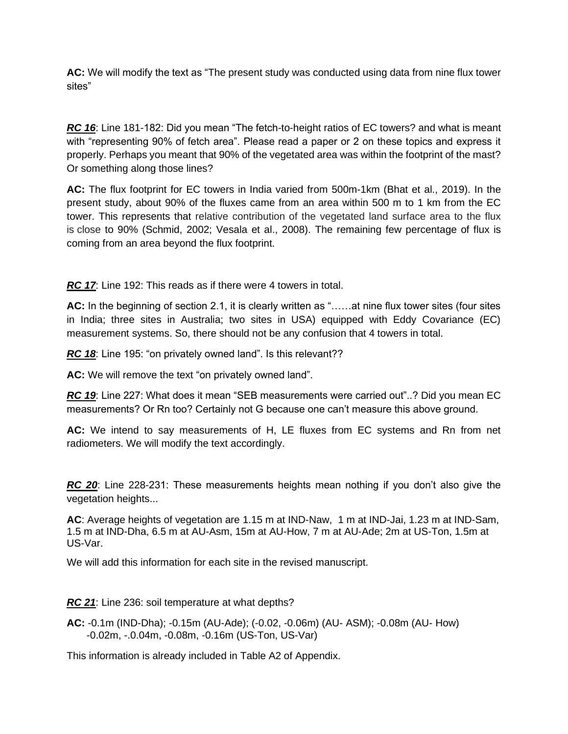**AC:** We will modify the text as "The present study was conducted using data from nine flux tower sites"

***RC 16***: Line 181-182: Did you mean "The fetch-to-height ratios of EC towers? and what is meant with "representing 90% of fetch area". Please read a paper or 2 on these topics and express it properly. Perhaps you meant that 90% of the vegetated area was within the footprint of the mast? Or something along those lines?

**AC:** The flux footprint for EC towers in India varied from 500m-1km (Bhat et al., 2019). In the present study, about 90% of the fluxes came from an area within 500 m to 1 km from the EC tower. This represents that relative contribution of the vegetated land surface area to the flux is close to 90% (Schmid, 2002; Vesala et al., 2008). The remaining few percentage of flux is coming from an area beyond the flux footprint.

***RC 17***: Line 192: This reads as if there were 4 towers in total.

**AC:** In the beginning of section 2.1, it is clearly written as "……at nine flux tower sites (four sites in India; three sites in Australia; two sites in USA) equipped with Eddy Covariance (EC) measurement systems. So, there should not be any confusion that 4 towers in total.

***RC 18***: Line 195: "on privately owned land". Is this relevant??

**AC:** We will remove the text "on privately owned land".

***RC 19***: Line 227: What does it mean "SEB measurements were carried out"..? Did you mean EC measurements? Or Rn too? Certainly not G because one can't measure this above ground.

**AC:** We intend to say measurements of H, LE fluxes from EC systems and Rn from net radiometers. We will modify the text accordingly.

***RC 20***: Line 228-231: These measurements heights mean nothing if you don't also give the vegetation heights...

**AC**: Average heights of vegetation are 1.15 m at IND-Naw, 1 m at IND-Jai, 1.23 m at IND-Sam, 1.5 m at IND-Dha, 6.5 m at AU-Asm, 15m at AU-How, 7 m at AU-Ade; 2m at US-Ton, 1.5m at US-Var.

We will add this information for each site in the revised manuscript.

***RC 21***: Line 236: soil temperature at what depths?

**AC:** -0.1m (IND-Dha); -0.15m (AU-Ade); (-0.02, -0.06m) (AU- ASM); -0.08m (AU- How) -0.02m, -.0.04m, -0.08m, -0.16m (US-Ton, US-Var)

This information is already included in Table A2 of Appendix.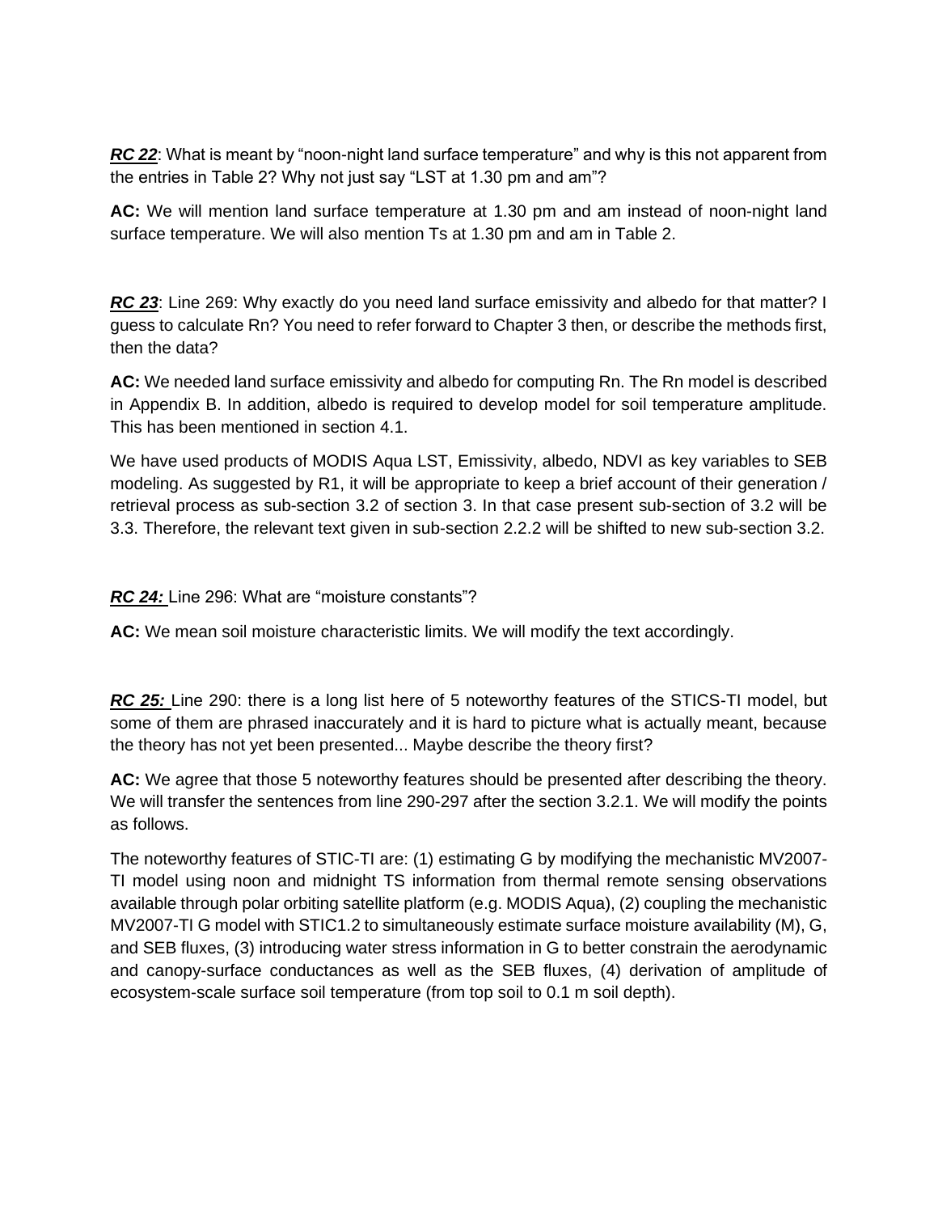***RC 22***: What is meant by "noon-night land surface temperature" and why is this not apparent from the entries in Table 2? Why not just say "LST at 1.30 pm and am"?

**AC:** We will mention land surface temperature at 1.30 pm and am instead of noon-night land surface temperature. We will also mention Ts at 1.30 pm and am in Table 2.

***RC 23***: Line 269: Why exactly do you need land surface emissivity and albedo for that matter? I guess to calculate Rn? You need to refer forward to Chapter 3 then, or describe the methods first, then the data?

**AC:** We needed land surface emissivity and albedo for computing Rn. The Rn model is described in Appendix B. In addition, albedo is required to develop model for soil temperature amplitude. This has been mentioned in section 4.1.

We have used products of MODIS Aqua LST, Emissivity, albedo, NDVI as key variables to SEB modeling. As suggested by R1, it will be appropriate to keep a brief account of their generation / retrieval process as sub-section 3.2 of section 3. In that case present sub-section of 3.2 will be 3.3. Therefore, the relevant text given in sub-section 2.2.2 will be shifted to new sub-section 3.2.

***RC 24:*** Line 296: What are "moisture constants"?

**AC:** We mean soil moisture characteristic limits. We will modify the text accordingly.

***RC 25:*** Line 290: there is a long list here of 5 noteworthy features of the STICS-TI model, but some of them are phrased inaccurately and it is hard to picture what is actually meant, because the theory has not yet been presented... Maybe describe the theory first?

**AC:** We agree that those 5 noteworthy features should be presented after describing the theory. We will transfer the sentences from line 290-297 after the section 3.2.1. We will modify the points as follows.

The noteworthy features of STIC-TI are: (1) estimating G by modifying the mechanistic MV2007-TI model using noon and midnight TS information from thermal remote sensing observations available through polar orbiting satellite platform (e.g. MODIS Aqua), (2) coupling the mechanistic MV2007-TI G model with STIC1.2 to simultaneously estimate surface moisture availability (M), G, and SEB fluxes, (3) introducing water stress information in G to better constrain the aerodynamic and canopy-surface conductances as well as the SEB fluxes, (4) derivation of amplitude of ecosystem-scale surface soil temperature (from top soil to 0.1 m soil depth).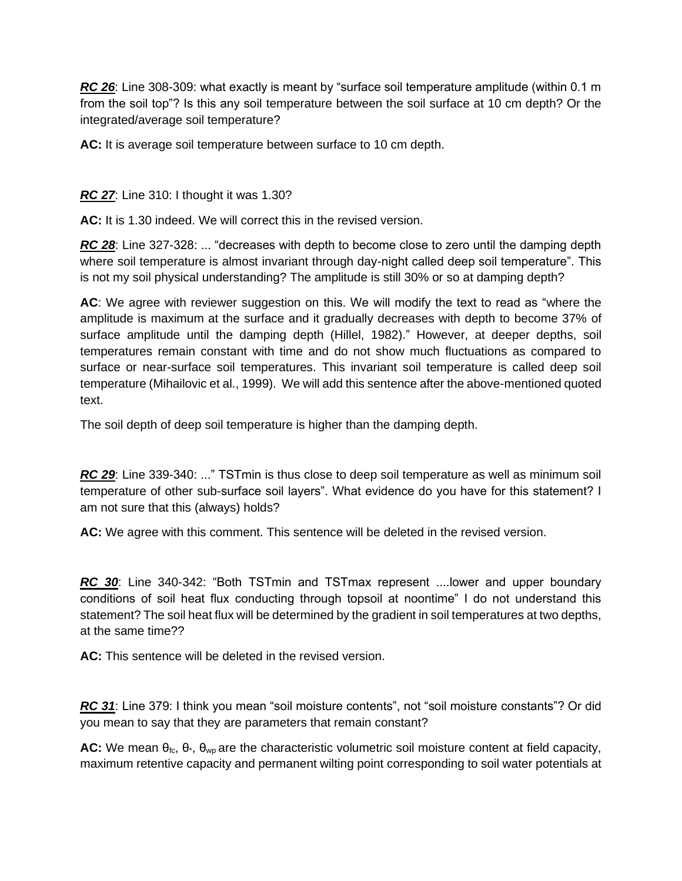***RC 26***: Line 308-309: what exactly is meant by "surface soil temperature amplitude (within 0.1 m from the soil top"? Is this any soil temperature between the soil surface at 10 cm depth? Or the integrated/average soil temperature?

**AC:** It is average soil temperature between surface to 10 cm depth.

***RC 27***: Line 310: I thought it was 1.30?

**AC:** It is 1.30 indeed. We will correct this in the revised version.

***RC 28***: Line 327-328: ... "decreases with depth to become close to zero until the damping depth where soil temperature is almost invariant through day-night called deep soil temperature". This is not my soil physical understanding? The amplitude is still 30% or so at damping depth?

**AC**: We agree with reviewer suggestion on this. We will modify the text to read as "where the amplitude is maximum at the surface and it gradually decreases with depth to become 37% of surface amplitude until the damping depth (Hillel, 1982)." However, at deeper depths, soil temperatures remain constant with time and do not show much fluctuations as compared to surface or near-surface soil temperatures. This invariant soil temperature is called deep soil temperature (Mihailovic et al., 1999). We will add this sentence after the above-mentioned quoted text.

The soil depth of deep soil temperature is higher than the damping depth.

***RC 29***: Line 339-340: ..." TSTmin is thus close to deep soil temperature as well as minimum soil temperature of other sub-surface soil layers". What evidence do you have for this statement? I am not sure that this (always) holds?

**AC:** We agree with this comment. This sentence will be deleted in the revised version.

***RC 30***: Line 340-342: "Both TSTmin and TSTmax represent ....lower and upper boundary conditions of soil heat flux conducting through topsoil at noontime" I do not understand this statement? The soil heat flux will be determined by the gradient in soil temperatures at two depths, at the same time??

**AC:** This sentence will be deleted in the revised version.

***RC 31***: Line 379: I think you mean "soil moisture contents", not "soil moisture constants"? Or did you mean to say that they are parameters that remain constant?

**AC:** We mean $\theta_{fc}$, $\theta_{*}$, $\theta_{wp}$ are the characteristic volumetric soil moisture content at field capacity, maximum retentive capacity and permanent wilting point corresponding to soil water potentials at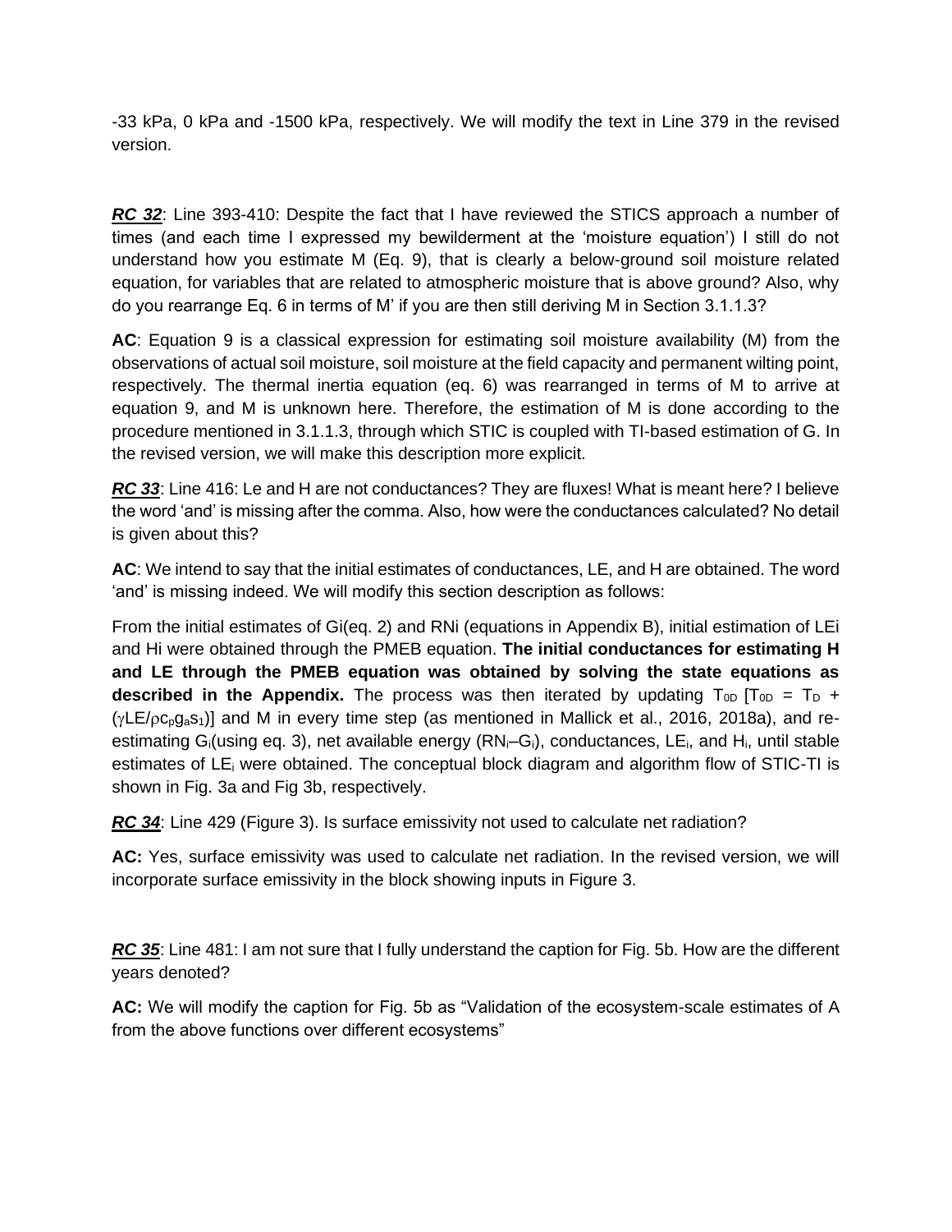-33 kPa, 0 kPa and -1500 kPa, respectively. We will modify the text in Line 379 in the revised version.

***RC 32***: Line 393-410: Despite the fact that I have reviewed the STICS approach a number of times (and each time I expressed my bewilderment at the 'moisture equation') I still do not understand how you estimate M (Eq. 9), that is clearly a below-ground soil moisture related equation, for variables that are related to atmospheric moisture that is above ground? Also, why do you rearrange Eq. 6 in terms of M' if you are then still deriving M in Section 3.1.1.3?

**AC**: Equation 9 is a classical expression for estimating soil moisture availability (M) from the observations of actual soil moisture, soil moisture at the field capacity and permanent wilting point, respectively. The thermal inertia equation (eq. 6) was rearranged in terms of M to arrive at equation 9, and M is unknown here. Therefore, the estimation of M is done according to the procedure mentioned in 3.1.1.3, through which STIC is coupled with TI-based estimation of G. In the revised version, we will make this description more explicit.

***RC 33***: Line 416: Le and H are not conductances? They are fluxes! What is meant here? I believe the word 'and' is missing after the comma. Also, how were the conductances calculated? No detail is given about this?

**AC**: We intend to say that the initial estimates of conductances, LE, and H are obtained. The word 'and' is missing indeed. We will modify this section description as follows:

From the initial estimates of $G_i$(eq. 2) and $RN_i$ (equations in Appendix B), initial estimation of $LE_i$ and $H_i$ were obtained through the PMEB equation. **The initial conductances for estimating H and LE through the PMEB equation was obtained by solving the state equations as described in the Appendix.** The process was then iterated by updating $T_{0D}$ [$T_{0D} = T_D + (\gamma LE/\rho c_p g_a s_1)$] and M in every time step (as mentioned in Mallick et al., 2016, 2018a), and re-estimating $G_i$(using eq. 3), net available energy ($RN_i$–$G_i$), conductances, $LE_i$, and $H_i$, until stable estimates of $LE_i$ were obtained. The conceptual block diagram and algorithm flow of STIC-TI is shown in Fig. 3a and Fig 3b, respectively.

***RC 34***: Line 429 (Figure 3). Is surface emissivity not used to calculate net radiation?

**AC:** Yes, surface emissivity was used to calculate net radiation. In the revised version, we will incorporate surface emissivity in the block showing inputs in Figure 3.

***RC 35***: Line 481: I am not sure that I fully understand the caption for Fig. 5b. How are the different years denoted?

**AC:** We will modify the caption for Fig. 5b as "Validation of the ecosystem-scale estimates of A from the above functions over different ecosystems"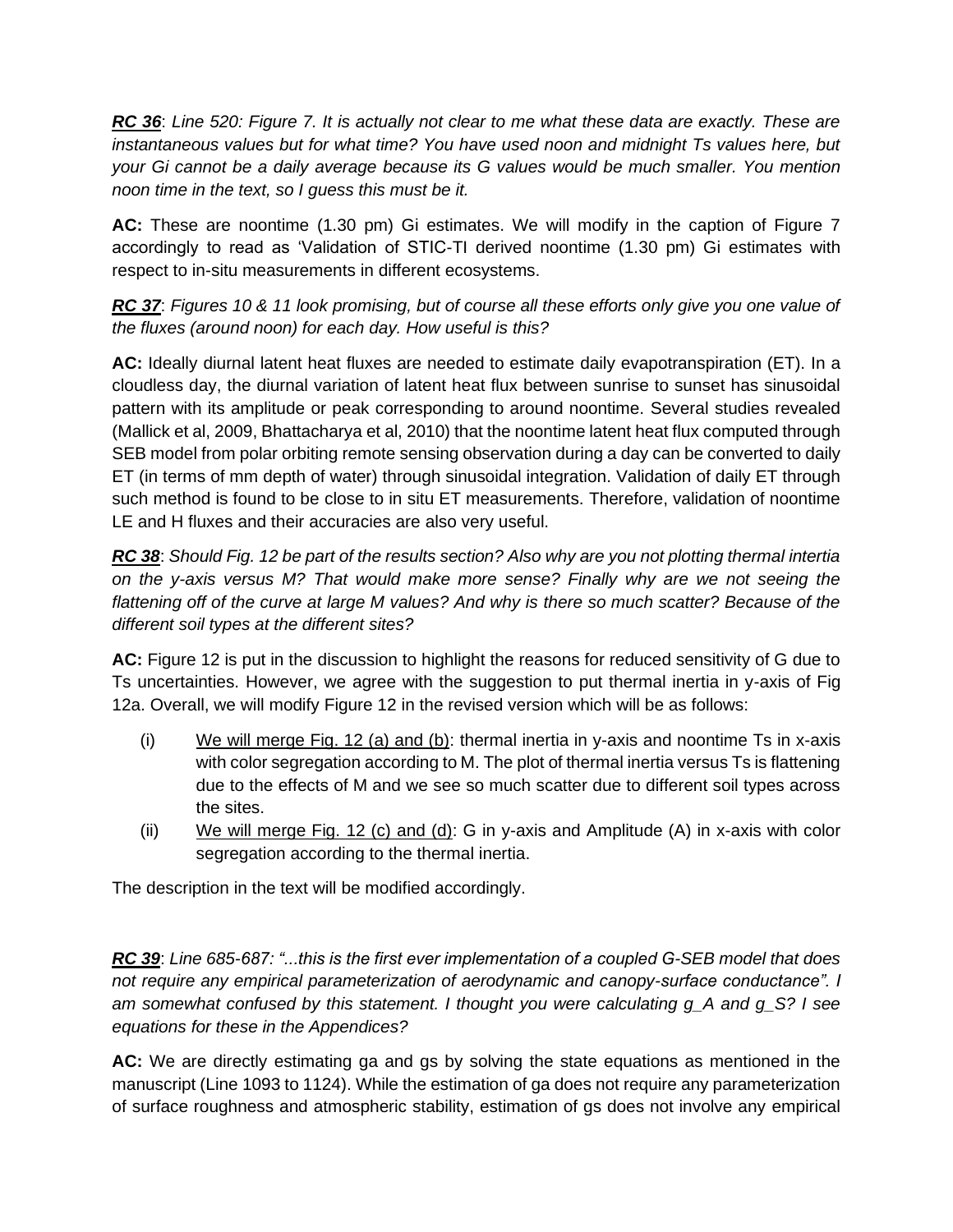***RC 36***: *Line 520: Figure 7. It is actually not clear to me what these data are exactly. These are instantaneous values but for what time? You have used noon and midnight Ts values here, but your Gi cannot be a daily average because its G values would be much smaller. You mention noon time in the text, so I guess this must be it.*

**AC:** These are noontime (1.30 pm) Gi estimates. We will modify in the caption of Figure 7 accordingly to read as 'Validation of STIC-TI derived noontime (1.30 pm) Gi estimates with respect to in-situ measurements in different ecosystems.

***RC 37***: *Figures 10 & 11 look promising, but of course all these efforts only give you one value of the fluxes (around noon) for each day. How useful is this?*

**AC:** Ideally diurnal latent heat fluxes are needed to estimate daily evapotranspiration (ET). In a cloudless day, the diurnal variation of latent heat flux between sunrise to sunset has sinusoidal pattern with its amplitude or peak corresponding to around noontime. Several studies revealed (Mallick et al, 2009, Bhattacharya et al, 2010) that the noontime latent heat flux computed through SEB model from polar orbiting remote sensing observation during a day can be converted to daily ET (in terms of mm depth of water) through sinusoidal integration. Validation of daily ET through such method is found to be close to in situ ET measurements. Therefore, validation of noontime LE and H fluxes and their accuracies are also very useful.

***RC 38***: *Should Fig. 12 be part of the results section? Also why are you not plotting thermal intertia on the y-axis versus M? That would make more sense? Finally why are we not seeing the flattening off of the curve at large M values? And why is there so much scatter? Because of the different soil types at the different sites?*

**AC:** Figure 12 is put in the discussion to highlight the reasons for reduced sensitivity of G due to Ts uncertainties. However, we agree with the suggestion to put thermal inertia in y-axis of Fig 12a. Overall, we will modify Figure 12 in the revised version which will be as follows:

(i) We will merge Fig. 12 (a) and (b): thermal inertia in y-axis and noontime Ts in x-axis with color segregation according to M. The plot of thermal inertia versus Ts is flattening due to the effects of M and we see so much scatter due to different soil types across the sites.

(ii) We will merge Fig. 12 (c) and (d): G in y-axis and Amplitude (A) in x-axis with color segregation according to the thermal inertia.

The description in the text will be modified accordingly.

***RC 39***: *Line 685-687: "...this is the first ever implementation of a coupled G-SEB model that does not require any empirical parameterization of aerodynamic and canopy-surface conductance". I am somewhat confused by this statement. I thought you were calculating g_A and g_S? I see equations for these in the Appendices?*

**AC:** We are directly estimating ga and gs by solving the state equations as mentioned in the manuscript (Line 1093 to 1124). While the estimation of ga does not require any parameterization of surface roughness and atmospheric stability, estimation of gs does not involve any empirical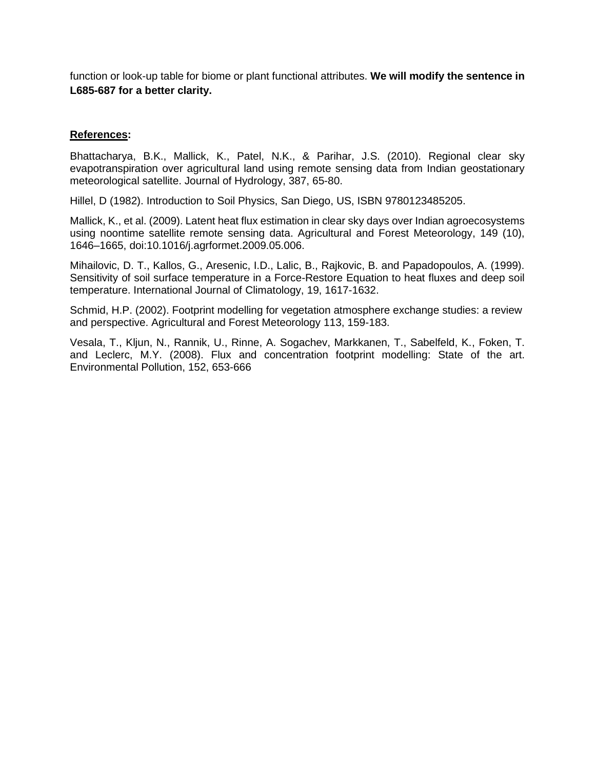function or look-up table for biome or plant functional attributes. **We will modify the sentence in L685-687 for a better clarity.**

**References:**

Bhattacharya, B.K., Mallick, K., Patel, N.K., & Parihar, J.S. (2010). Regional clear sky evapotranspiration over agricultural land using remote sensing data from Indian geostationary meteorological satellite. Journal of Hydrology, 387, 65-80.

Hillel, D (1982). Introduction to Soil Physics, San Diego, US, ISBN 9780123485205.

Mallick, K., et al. (2009). Latent heat flux estimation in clear sky days over Indian agroecosystems using noontime satellite remote sensing data. Agricultural and Forest Meteorology, 149 (10), 1646–1665, doi:10.1016/j.agrformet.2009.05.006.

Mihailovic, D. T., Kallos, G., Aresenic, I.D., Lalic, B., Rajkovic, B. and Papadopoulos, A. (1999). Sensitivity of soil surface temperature in a Force-Restore Equation to heat fluxes and deep soil temperature. International Journal of Climatology, 19, 1617-1632.

Schmid, H.P. (2002). Footprint modelling for vegetation atmosphere exchange studies: a review and perspective. Agricultural and Forest Meteorology 113, 159-183.

Vesala, T., Kljun, N., Rannik, U., Rinne, A. Sogachev, Markkanen, T., Sabelfeld, K., Foken, T. and Leclerc, M.Y. (2008). Flux and concentration footprint modelling: State of the art. Environmental Pollution, 152, 653-666